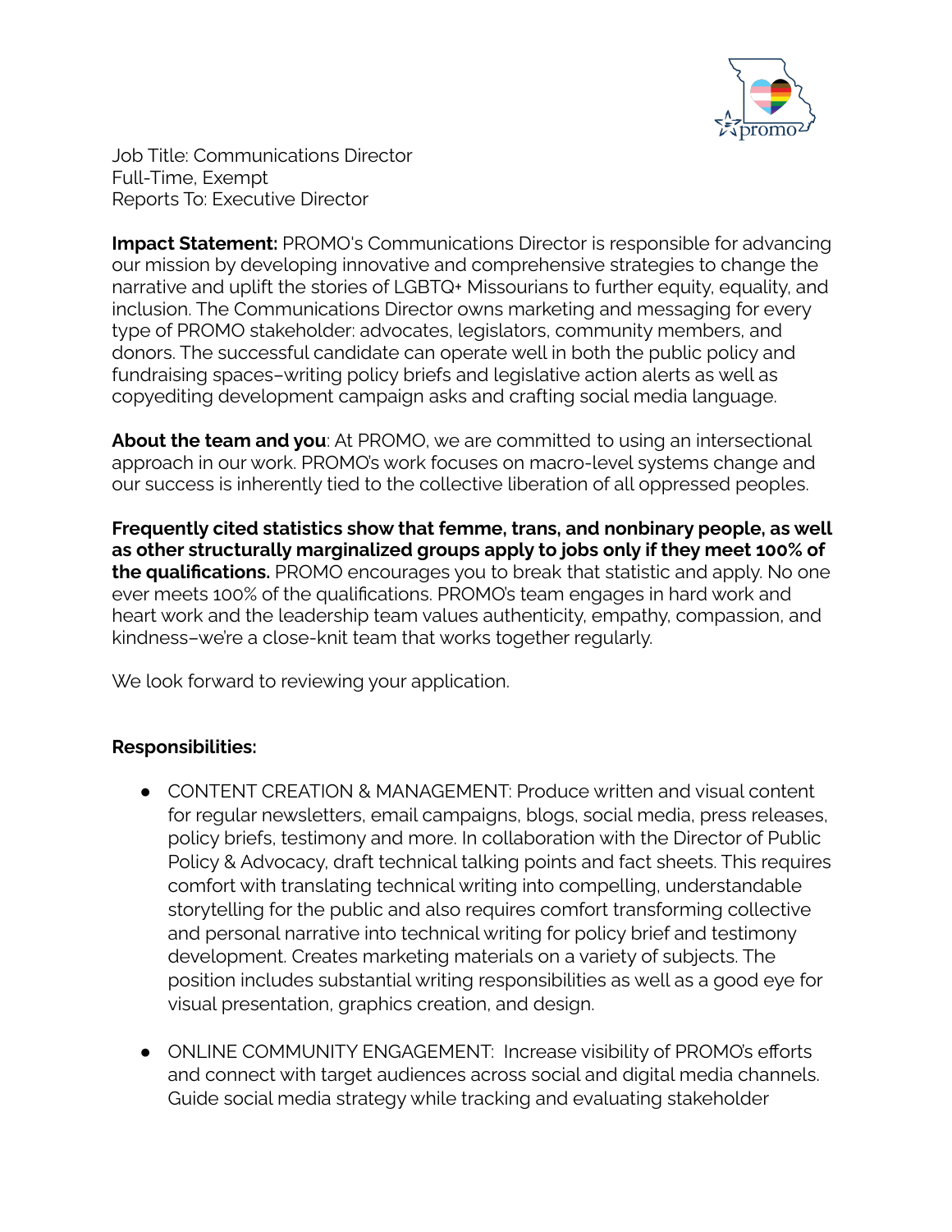Job Title: Communications Director
Full-Time, Exempt
Reports To: Executive Director

**Impact Statement:** PROMO's Communications Director is responsible for advancing our mission by developing innovative and comprehensive strategies to change the narrative and uplift the stories of LGBTQ+ Missourians to further equity, equality, and inclusion. The Communications Director owns marketing and messaging for every type of PROMO stakeholder: advocates, legislators, community members, and donors. The successful candidate can operate well in both the public policy and fundraising spaces–writing policy briefs and legislative action alerts as well as copyediting development campaign asks and crafting social media language.

**About the team and you**: At PROMO, we are committed to using an intersectional approach in our work. PROMO's work focuses on macro-level systems change and our success is inherently tied to the collective liberation of all oppressed peoples.

**Frequently cited statistics show that femme, trans, and nonbinary people, as well as other structurally marginalized groups apply to jobs only if they meet 100% of the qualifications.** PROMO encourages you to break that statistic and apply. No one ever meets 100% of the qualifications. PROMO's team engages in hard work and heart work and the leadership team values authenticity, empathy, compassion, and kindness–we're a close-knit team that works together regularly.

We look forward to reviewing your application.

**Responsibilities:**

- CONTENT CREATION & MANAGEMENT: Produce written and visual content for regular newsletters, email campaigns, blogs, social media, press releases, policy briefs, testimony and more. In collaboration with the Director of Public Policy & Advocacy, draft technical talking points and fact sheets. This requires comfort with translating technical writing into compelling, understandable storytelling for the public and also requires comfort transforming collective and personal narrative into technical writing for policy brief and testimony development. Creates marketing materials on a variety of subjects. The position includes substantial writing responsibilities as well as a good eye for visual presentation, graphics creation, and design.

- ONLINE COMMUNITY ENGAGEMENT: Increase visibility of PROMO's efforts and connect with target audiences across social and digital media channels. Guide social media strategy while tracking and evaluating stakeholder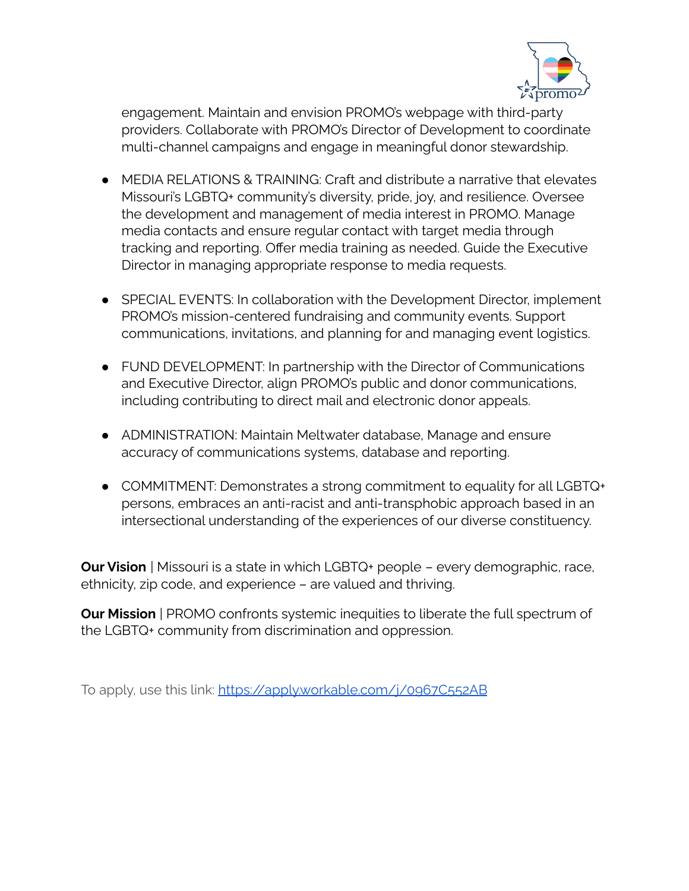engagement. Maintain and envision PROMO's webpage with third-party providers. Collaborate with PROMO's Director of Development to coordinate multi-channel campaigns and engage in meaningful donor stewardship.

- MEDIA RELATIONS & TRAINING: Craft and distribute a narrative that elevates Missouri's LGBTQ+ community's diversity, pride, joy, and resilience. Oversee the development and management of media interest in PROMO. Manage media contacts and ensure regular contact with target media through tracking and reporting. Offer media training as needed. Guide the Executive Director in managing appropriate response to media requests.

- SPECIAL EVENTS: In collaboration with the Development Director, implement PROMO's mission-centered fundraising and community events. Support communications, invitations, and planning for and managing event logistics.

- FUND DEVELOPMENT: In partnership with the Director of Communications and Executive Director, align PROMO's public and donor communications, including contributing to direct mail and electronic donor appeals.

- ADMINISTRATION: Maintain Meltwater database, Manage and ensure accuracy of communications systems, database and reporting.

- COMMITMENT: Demonstrates a strong commitment to equality for all LGBTQ+ persons, embraces an anti-racist and anti-transphobic approach based in an intersectional understanding of the experiences of our diverse constituency.

**Our Vision** | Missouri is a state in which LGBTQ+ people – every demographic, race, ethnicity, zip code, and experience – are valued and thriving.

**Our Mission** | PROMO confronts systemic inequities to liberate the full spectrum of the LGBTQ+ community from discrimination and oppression.

To apply, use this link: [https://apply.workable.com/j/0967C552AB](https://apply.workable.com/j/0967C552AB)